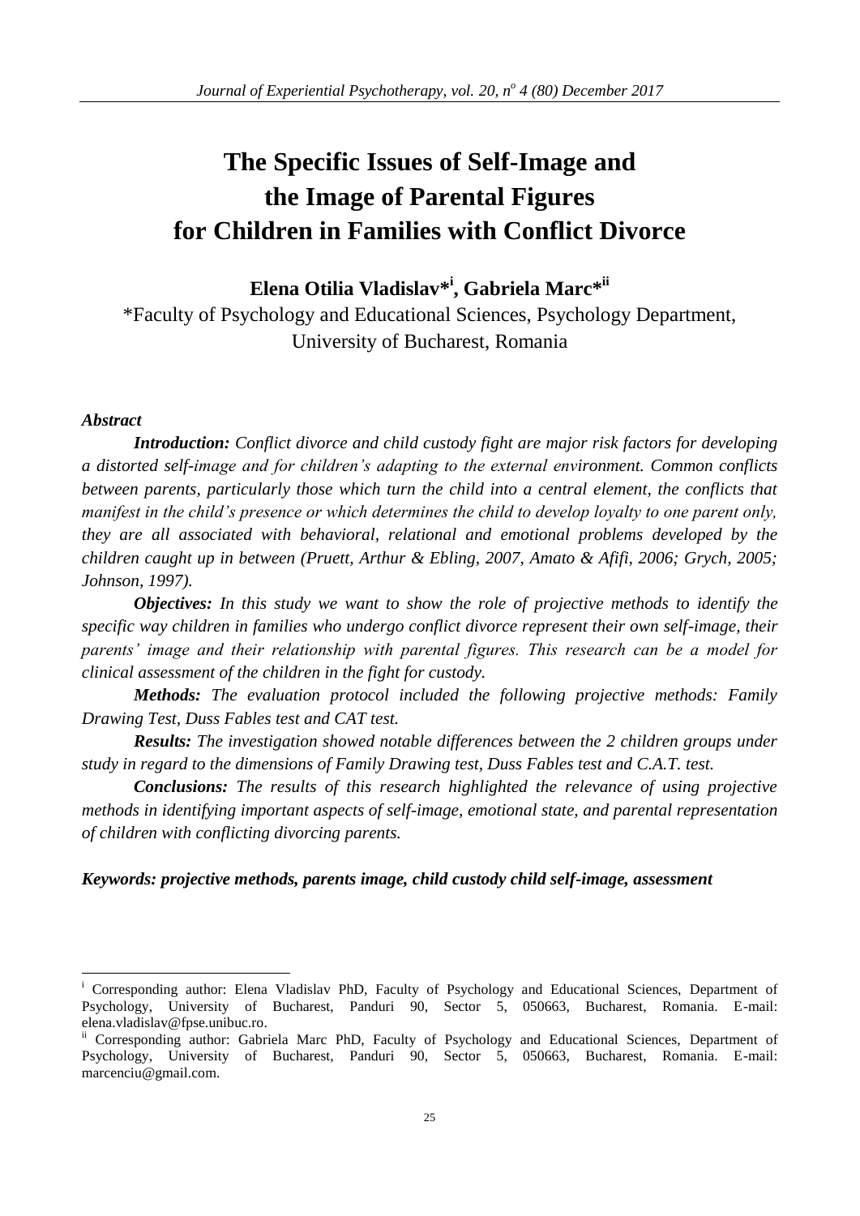# The Specific Issues of Self-Image and the Image of Parental Figures for Children in Families with Conflict Divorce

**Elena Otilia Vladislav*[i], Gabriela Marc*[ii]**

*Faculty of Psychology and Educational Sciences, Psychology Department, University of Bucharest, Romania

***Abstract***

***Introduction:*** *Conflict divorce and child custody fight are major risk factors for developing a distorted self-image and for children's adapting to the external environment. Common conflicts between parents, particularly those which turn the child into a central element, the conflicts that manifest in the child's presence or which determines the child to develop loyalty to one parent only, they are all associated with behavioral, relational and emotional problems developed by the children caught up in between (Pruett, Arthur & Ebling, 2007, Amato & Afifi, 2006; Grych, 2005; Johnson, 1997).*

***Objectives:*** *In this study we want to show the role of projective methods to identify the specific way children in families who undergo conflict divorce represent their own self-image, their parents' image and their relationship with parental figures. This research can be a model for clinical assessment of the children in the fight for custody.*

***Methods:*** *The evaluation protocol included the following projective methods: Family Drawing Test, Duss Fables test and CAT test.*

***Results:*** *The investigation showed notable differences between the 2 children groups under study in regard to the dimensions of Family Drawing test, Duss Fables test and C.A.T. test.*

***Conclusions:*** *The results of this research highlighted the relevance of using projective methods in identifying important aspects of self-image, emotional state, and parental representation of children with conflicting divorcing parents.*

***Keywords: projective methods, parents image, child custody child self-image, assessment***

---

[i] Corresponding author: Elena Vladislav PhD, Faculty of Psychology and Educational Sciences, Department of Psychology, University of Bucharest, Panduri 90, Sector 5, 050663, Bucharest, Romania. E-mail: elena.vladislav@fpse.unibuc.ro.

[ii] Corresponding author: Gabriela Marc PhD, Faculty of Psychology and Educational Sciences, Department of Psychology, University of Bucharest, Panduri 90, Sector 5, 050663, Bucharest, Romania. E-mail: marcenciu@gmail.com.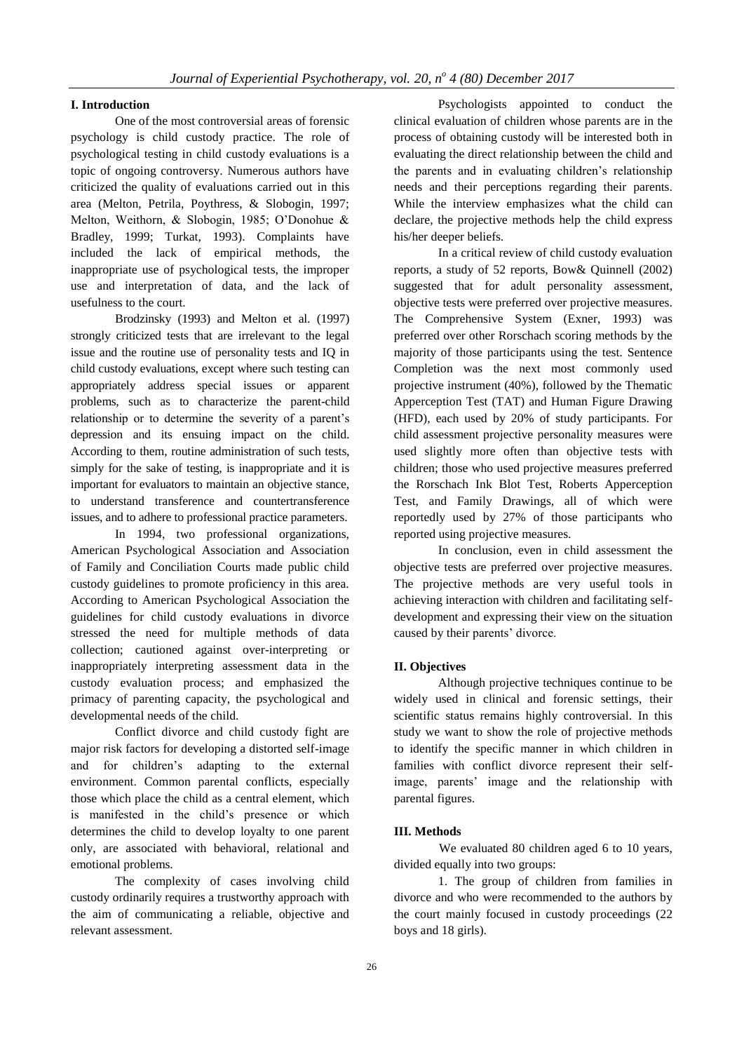## I. Introduction

One of the most controversial areas of forensic psychology is child custody practice. The role of psychological testing in child custody evaluations is a topic of ongoing controversy. Numerous authors have criticized the quality of evaluations carried out in this area (Melton, Petrila, Poythress, & Slobogin, 1997; Melton, Weithorn, & Slobogin, 1985; O'Donohue & Bradley, 1999; Turkat, 1993). Complaints have included the lack of empirical methods, the inappropriate use of psychological tests, the improper use and interpretation of data, and the lack of usefulness to the court.

Brodzinsky (1993) and Melton et al. (1997) strongly criticized tests that are irrelevant to the legal issue and the routine use of personality tests and IQ in child custody evaluations, except where such testing can appropriately address special issues or apparent problems, such as to characterize the parent-child relationship or to determine the severity of a parent's depression and its ensuing impact on the child. According to them, routine administration of such tests, simply for the sake of testing, is inappropriate and it is important for evaluators to maintain an objective stance, to understand transference and countertransference issues, and to adhere to professional practice parameters.

In 1994, two professional organizations, American Psychological Association and Association of Family and Conciliation Courts made public child custody guidelines to promote proficiency in this area. According to American Psychological Association the guidelines for child custody evaluations in divorce stressed the need for multiple methods of data collection; cautioned against over-interpreting or inappropriately interpreting assessment data in the custody evaluation process; and emphasized the primacy of parenting capacity, the psychological and developmental needs of the child.

Conflict divorce and child custody fight are major risk factors for developing a distorted self-image and for children's adapting to the external environment. Common parental conflicts, especially those which place the child as a central element, which is manifested in the child's presence or which determines the child to develop loyalty to one parent only, are associated with behavioral, relational and emotional problems.

The complexity of cases involving child custody ordinarily requires a trustworthy approach with the aim of communicating a reliable, objective and relevant assessment.

Psychologists appointed to conduct the clinical evaluation of children whose parents are in the process of obtaining custody will be interested both in evaluating the direct relationship between the child and the parents and in evaluating children's relationship needs and their perceptions regarding their parents. While the interview emphasizes what the child can declare, the projective methods help the child express his/her deeper beliefs.

In a critical review of child custody evaluation reports, a study of 52 reports, Bow& Quinnell (2002) suggested that for adult personality assessment, objective tests were preferred over projective measures. The Comprehensive System (Exner, 1993) was preferred over other Rorschach scoring methods by the majority of those participants using the test. Sentence Completion was the next most commonly used projective instrument (40%), followed by the Thematic Apperception Test (TAT) and Human Figure Drawing (HFD), each used by 20% of study participants. For child assessment projective personality measures were used slightly more often than objective tests with children; those who used projective measures preferred the Rorschach Ink Blot Test, Roberts Apperception Test, and Family Drawings, all of which were reportedly used by 27% of those participants who reported using projective measures.

In conclusion, even in child assessment the objective tests are preferred over projective measures. The projective methods are very useful tools in achieving interaction with children and facilitating self-development and expressing their view on the situation caused by their parents' divorce.

## II. Objectives

Although projective techniques continue to be widely used in clinical and forensic settings, their scientific status remains highly controversial. In this study we want to show the role of projective methods to identify the specific manner in which children in families with conflict divorce represent their self-image, parents' image and the relationship with parental figures.

## III. Methods

We evaluated 80 children aged 6 to 10 years, divided equally into two groups:

1. The group of children from families in divorce and who were recommended to the authors by the court mainly focused in custody proceedings (22 boys and 18 girls).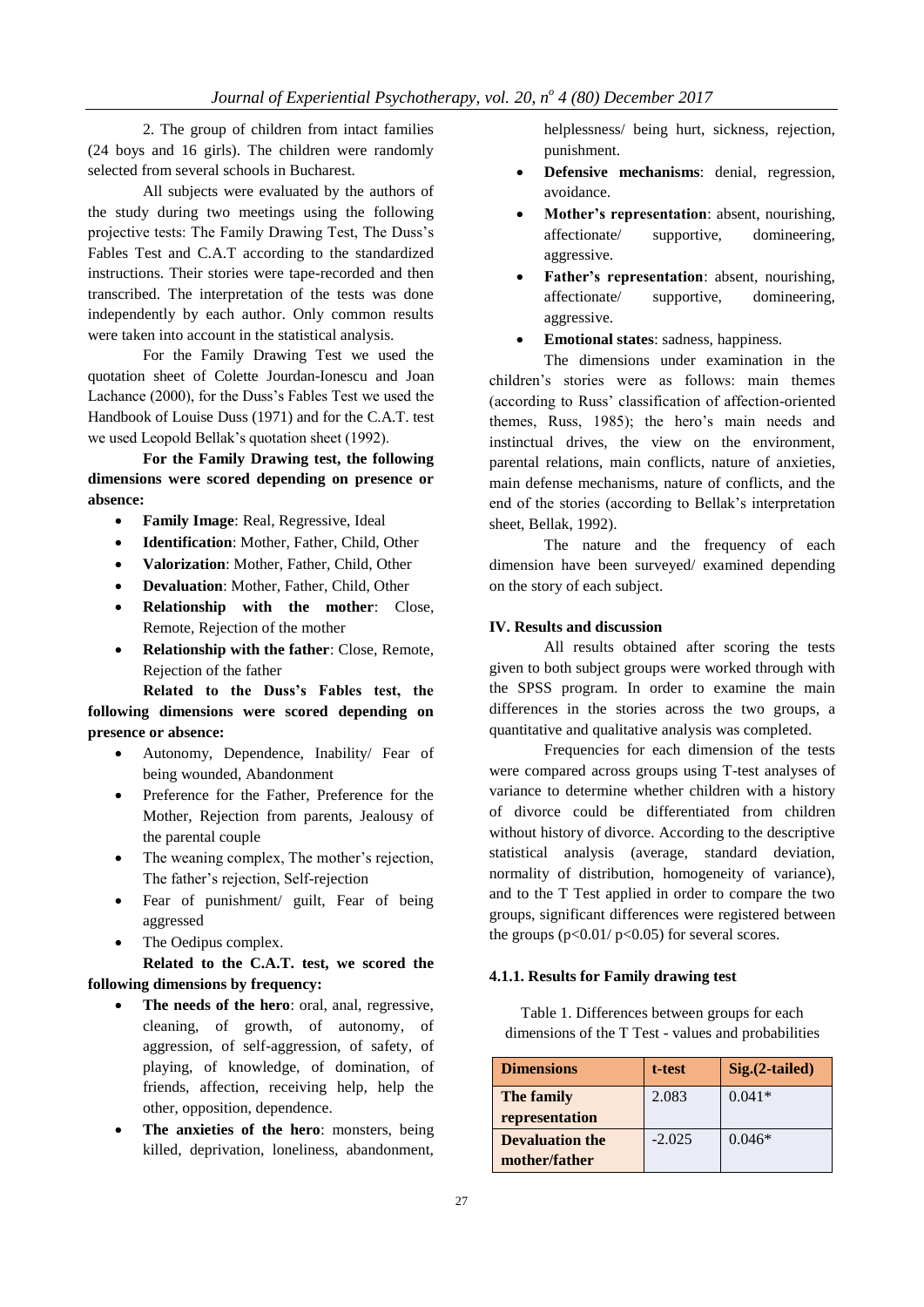2. The group of children from intact families (24 boys and 16 girls). The children were randomly selected from several schools in Bucharest.

All subjects were evaluated by the authors of the study during two meetings using the following projective tests: The Family Drawing Test, The Duss's Fables Test and C.A.T according to the standardized instructions. Their stories were tape-recorded and then transcribed. The interpretation of the tests was done independently by each author. Only common results were taken into account in the statistical analysis.

For the Family Drawing Test we used the quotation sheet of Colette Jourdan-Ionescu and Joan Lachance (2000), for the Duss's Fables Test we used the Handbook of Louise Duss (1971) and for the C.A.T. test we used Leopold Bellak's quotation sheet (1992).

**For the Family Drawing test, the following dimensions were scored depending on presence or absence:**

- **Family Image**: Real, Regressive, Ideal
- **Identification**: Mother, Father, Child, Other
- **Valorization**: Mother, Father, Child, Other
- **Devaluation**: Mother, Father, Child, Other
- **Relationship with the mother**: Close, Remote, Rejection of the mother
- **Relationship with the father**: Close, Remote, Rejection of the father

**Related to the Duss's Fables test, the following dimensions were scored depending on presence or absence:**

- Autonomy, Dependence, Inability/ Fear of being wounded, Abandonment
- Preference for the Father, Preference for the Mother, Rejection from parents, Jealousy of the parental couple
- The weaning complex, The mother's rejection, The father's rejection, Self-rejection
- Fear of punishment/ guilt, Fear of being aggressed
- The Oedipus complex.

**Related to the C.A.T. test, we scored the following dimensions by frequency:**

- **The needs of the hero**: oral, anal, regressive, cleaning, of growth, of autonomy, of aggression, of self-aggression, of safety, of playing, of knowledge, of domination, of friends, affection, receiving help, help the other, opposition, dependence.
- **The anxieties of the hero**: monsters, being killed, deprivation, loneliness, abandonment, helplessness/ being hurt, sickness, rejection, punishment.
- **Defensive mechanisms**: denial, regression, avoidance.
- **Mother's representation**: absent, nourishing, affectionate/ supportive, domineering, aggressive.
- **Father's representation**: absent, nourishing, affectionate/ supportive, domineering, aggressive.
- **Emotional states**: sadness, happiness.

The dimensions under examination in the children's stories were as follows: main themes (according to Russ' classification of affection-oriented themes, Russ, 1985); the hero's main needs and instinctual drives, the view on the environment, parental relations, main conflicts, nature of anxieties, main defense mechanisms, nature of conflicts, and the end of the stories (according to Bellak's interpretation sheet, Bellak, 1992).

The nature and the frequency of each dimension have been surveyed/ examined depending on the story of each subject.

### IV. Results and discussion

All results obtained after scoring the tests given to both subject groups were worked through with the SPSS program. In order to examine the main differences in the stories across the two groups, a quantitative and qualitative analysis was completed.

Frequencies for each dimension of the tests were compared across groups using T-test analyses of variance to determine whether children with a history of divorce could be differentiated from children without history of divorce. According to the descriptive statistical analysis (average, standard deviation, normality of distribution, homogeneity of variance), and to the T Test applied in order to compare the two groups, significant differences were registered between the groups ($p<0.01$/ $p<0.05$) for several scores.

#### 4.1.1. Results for Family drawing test

Table 1. Differences between groups for each dimensions of the T Test - values and probabilities

| Dimensions | t-test | Sig.(2-tailed) |
|---|---|---|
| **The family representation** | 2.083 | 0.041* |
| **Devaluation the mother/father** | -2.025 | 0.046* |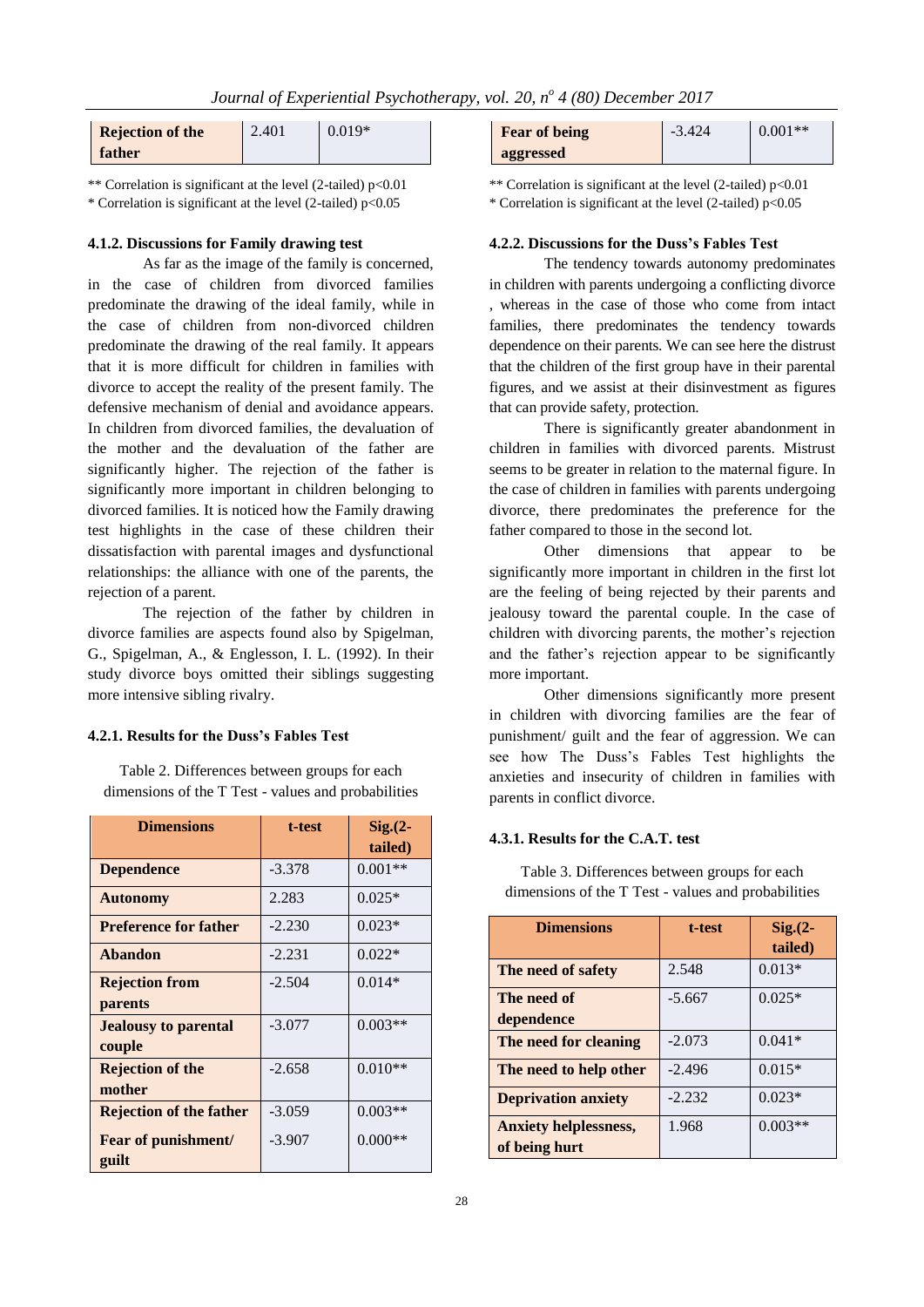| Rejection of the father | 2.401 | 0.019* |
|---|---|---|

** Correlation is significant at the level (2-tailed) p<0.01

* Correlation is significant at the level (2-tailed) p<0.05

#### 4.1.2. Discussions for Family drawing test

As far as the image of the family is concerned, in the case of children from divorced families predominate the drawing of the ideal family, while in the case of children from non-divorced children predominate the drawing of the real family. It appears that it is more difficult for children in families with divorce to accept the reality of the present family. The defensive mechanism of denial and avoidance appears. In children from divorced families, the devaluation of the mother and the devaluation of the father are significantly higher. The rejection of the father is significantly more important in children belonging to divorced families. It is noticed how the Family drawing test highlights in the case of these children their dissatisfaction with parental images and dysfunctional relationships: the alliance with one of the parents, the rejection of a parent.

The rejection of the father by children in divorce families are aspects found also by Spigelman, G., Spigelman, A., & Englesson, I. L. (1992). In their study divorce boys omitted their siblings suggesting more intensive sibling rivalry.

#### 4.2.1. Results for the Duss's Fables Test

Table 2. Differences between groups for each dimensions of the T Test - values and probabilities

| Dimensions | t-test | Sig.(2-tailed) |
|---|---|---|
| Dependence | -3.378 | 0.001** |
| Autonomy | 2.283 | 0.025* |
| Preference for father | -2.230 | 0.023* |
| Abandon | -2.231 | 0.022* |
| Rejection from parents | -2.504 | 0.014* |
| Jealousy to parental couple | -3.077 | 0.003** |
| Rejection of the mother | -2.658 | 0.010** |
| Rejection of the father | -3.059 | 0.003** |
| Fear of punishment/ guilt | -3.907 | 0.000** |
| Fear of being aggressed | -3.424 | 0.001** |

** Correlation is significant at the level (2-tailed) p<0.01

* Correlation is significant at the level (2-tailed) p<0.05

#### 4.2.2. Discussions for the Duss's Fables Test

The tendency towards autonomy predominates in children with parents undergoing a conflicting divorce , whereas in the case of those who come from intact families, there predominates the tendency towards dependence on their parents. We can see here the distrust that the children of the first group have in their parental figures, and we assist at their disinvestment as figures that can provide safety, protection.

There is significantly greater abandonment in children in families with divorced parents. Mistrust seems to be greater in relation to the maternal figure. In the case of children in families with parents undergoing divorce, there predominates the preference for the father compared to those in the second lot.

Other dimensions that appear to be significantly more important in children in the first lot are the feeling of being rejected by their parents and jealousy toward the parental couple. In the case of children with divorcing parents, the mother's rejection and the father's rejection appear to be significantly more important.

Other dimensions significantly more present in children with divorcing families are the fear of punishment/ guilt and the fear of aggression. We can see how The Duss's Fables Test highlights the anxieties and insecurity of children in families with parents in conflict divorce.

#### 4.3.1. Results for the C.A.T. test

Table 3. Differences between groups for each dimensions of the T Test - values and probabilities

| Dimensions | t-test | Sig.(2-tailed) |
|---|---|---|
| The need of safety | 2.548 | 0.013* |
| The need of dependence | -5.667 | 0.025* |
| The need for cleaning | -2.073 | 0.041* |
| The need to help other | -2.496 | 0.015* |
| Deprivation anxiety | -2.232 | 0.023* |
| Anxiety helplessness, of being hurt | 1.968 | 0.003** |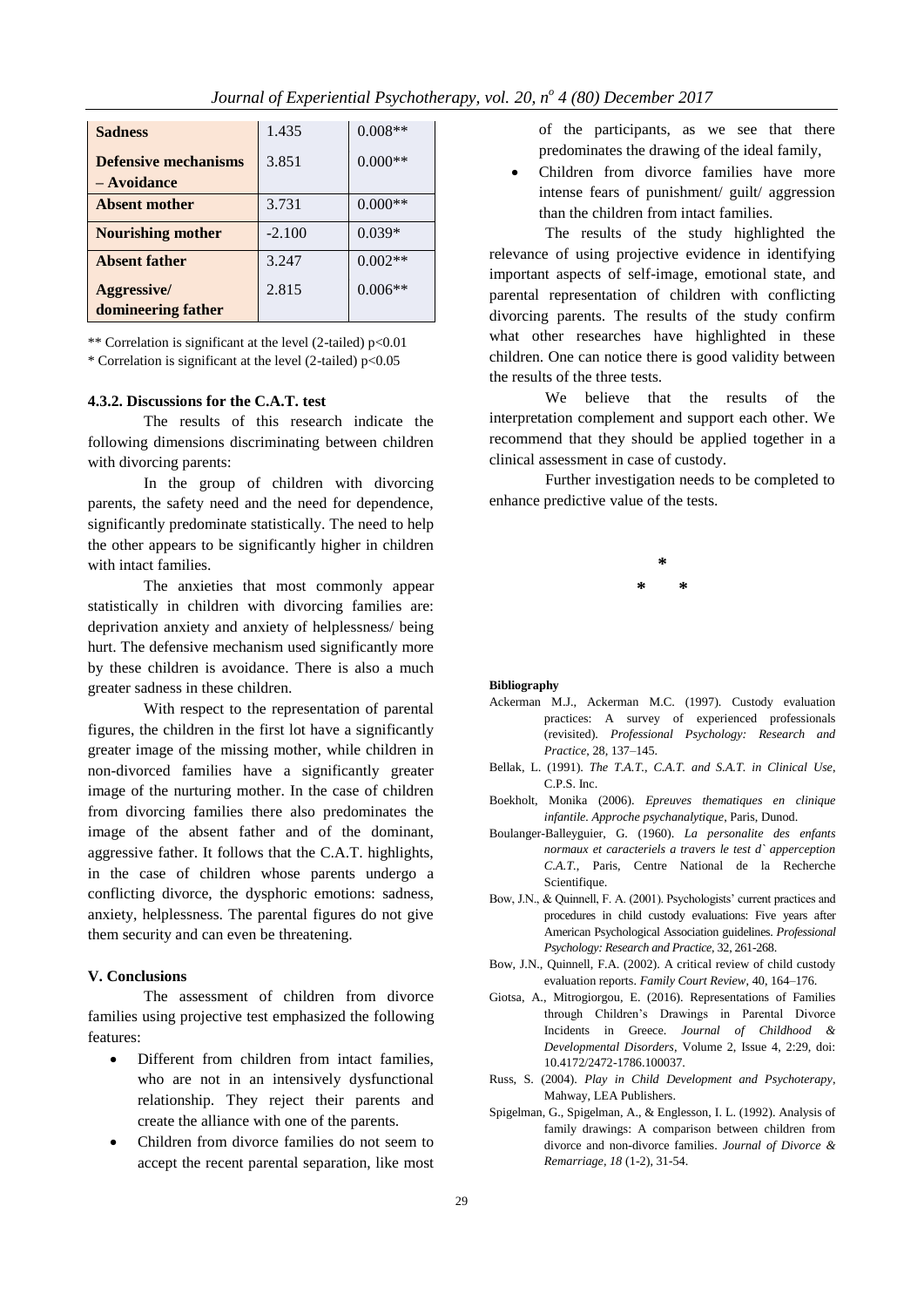| | | |
|---|---|---|
| **Sadness** | 1.435 | 0.008** |
| **Defensive mechanisms – Avoidance** | 3.851 | 0.000** |
| **Absent mother** | 3.731 | 0.000** |
| **Nourishing mother** | -2.100 | 0.039* |
| **Absent father** | 3.247 | 0.002** |
| **Aggressive/ domineering father** | 2.815 | 0.006** |

** Correlation is significant at the level (2-tailed) $p<0.01$

* Correlation is significant at the level (2-tailed) $p<0.05$

#### 4.3.2. Discussions for the C.A.T. test

The results of this research indicate the following dimensions discriminating between children with divorcing parents:

In the group of children with divorcing parents, the safety need and the need for dependence, significantly predominate statistically. The need to help the other appears to be significantly higher in children with intact families.

The anxieties that most commonly appear statistically in children with divorcing families are: deprivation anxiety and anxiety of helplessness/ being hurt. The defensive mechanism used significantly more by these children is avoidance. There is also a much greater sadness in these children.

With respect to the representation of parental figures, the children in the first lot have a significantly greater image of the missing mother, while children in non-divorced families have a significantly greater image of the nurturing mother. In the case of children from divorcing families there also predominates the image of the absent father and of the dominant, aggressive father. It follows that the C.A.T. highlights, in the case of children whose parents undergo a conflicting divorce, the dysphoric emotions: sadness, anxiety, helplessness. The parental figures do not give them security and can even be threatening.

## V. Conclusions

The assessment of children from divorce families using projective test emphasized the following features:

- Different from children from intact families, who are not in an intensively dysfunctional relationship. They reject their parents and create the alliance with one of the parents.
- Children from divorce families do not seem to accept the recent parental separation, like most of the participants, as we see that there predominates the drawing of the ideal family,
- Children from divorce families have more intense fears of punishment/ guilt/ aggression than the children from intact families.

The results of the study highlighted the relevance of using projective evidence in identifying important aspects of self-image, emotional state, and parental representation of children with conflicting divorcing parents. The results of the study confirm what other researches have highlighted in these children. One can notice there is good validity between the results of the three tests.

We believe that the results of the interpretation complement and support each other. We recommend that they should be applied together in a clinical assessment in case of custody.

Further investigation needs to be completed to enhance predictive value of the tests.

*

\*     *

#### Bibliography

Ackerman M.J., Ackerman M.C. (1997). Custody evaluation practices: A survey of experienced professionals (revisited). *Professional Psychology: Research and Practice*, 28, 137–145.

Bellak, L. (1991). *The T.A.T., C.A.T. and S.A.T. in Clinical Use*, C.P.S. Inc.

Boekholt, Monika (2006). *Epreuves thematiques en clinique infantile. Approche psychanalytique*, Paris, Dunod.

Boulanger-Balleyguier, G. (1960). *La personalite des enfants normaux et caracteriels a travers le test d` apperception C.A.T.*, Paris, Centre National de la Recherche Scientifique.

Bow, J.N., & Quinnell, F. A. (2001). Psychologists' current practices and procedures in child custody evaluations: Five years after American Psychological Association guidelines. *Professional Psychology: Research and Practice*, 32, 261-268.

Bow, J.N., Quinnell, F.A. (2002). A critical review of child custody evaluation reports. *Family Court Review*, 40, 164–176.

Giotsa, A., Mitrogiorgou, E. (2016). Representations of Families through Children's Drawings in Parental Divorce Incidents in Greece. *Journal of Childhood & Developmental Disorders*, Volume 2, Issue 4, 2:29, doi: 10.4172/2472-1786.100037.

Russ, S. (2004). *Play in Child Development and Psychoterapy*, Mahway, LEA Publishers.

Spigelman, G., Spigelman, A., & Englesson, I. L. (1992). Analysis of family drawings: A comparison between children from divorce and non-divorce families. *Journal of Divorce & Remarriage, 18* (1-2), 31-54.